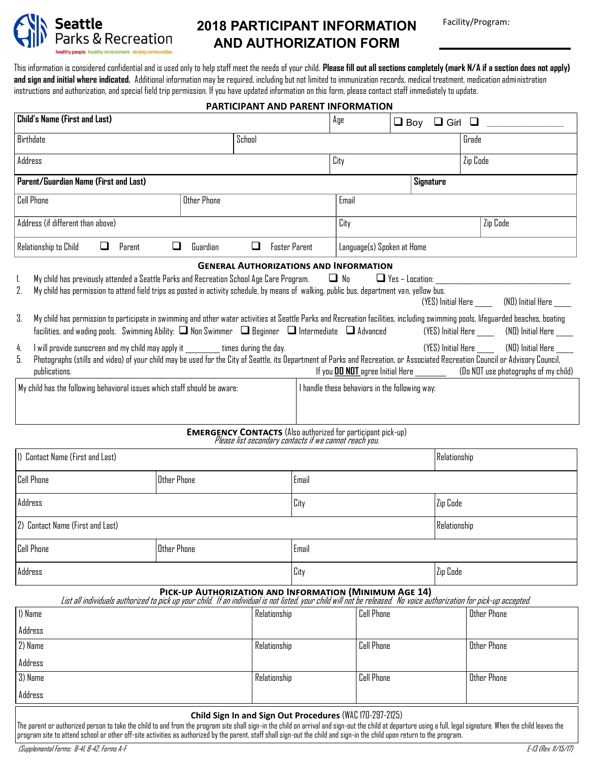Seattle Parks & Recreation
healthy people healthy environment strong communities

# 2018 PARTICIPANT INFORMATION AND AUTHORIZATION FORM

Facility/Program: ______________________

This information is considered confidential and is used only to help staff meet the needs of your child. **Please fill out all sections completely (mark N/A if a section does not apply) and sign and initial where indicated.** Additional information may be required, including but not limited to immunization records, medical treatment, medication administration instructions and authorization, and special field trip permission. If you have updated information on this form, please contact staff immediately to update.

## PARTICIPANT AND PARENT INFORMATION

| **Child's Name (First and Last)** | | Age | ❑ Boy ❑ Girl ❑ ______________ |
|---|---|---|---|
| Birthdate | School | | Grade |
| Address | | City | Zip Code |

| **Parent/Guardian Name (First and Last)** | | **Signature** | |
|---|---|---|---|
| Cell Phone | Other Phone | Email | |
| Address (if different than above) | | City | Zip Code |
| Relationship to Child ❑ Parent ❑ Guardian ❑ Foster Parent | | Language(s) Spoken at Home | |

## GENERAL AUTHORIZATIONS AND INFORMATION

1. My child has previously attended a Seattle Parks and Recreation School Age Care Program. ❑ No ❑ Yes – Location: ______________________
2. My child has permission to attend field trips as posted in activity schedule, by means of walking, public bus, department van, yellow bus.
   (YES) Initial Here ____ (NO) Initial Here ____
3. My child has permission to participate in swimming and other water activities at Seattle Parks and Recreation facilities, including swimming pools, lifeguarded beaches, boating facilities, and wading pools. Swimming Ability: ❑ Non Swimmer ❑ Beginner ❑ Intermediate ❑ Advanced (YES) Initial Here ____ (NO) Initial Here ____
4. I will provide sunscreen and my child may apply it ________ times during the day. (YES) Initial Here ____ (NO) Initial Here ____
5. Photographs (stills and video) of your child may be used for the City of Seattle, its Department of Parks and Recreation, or Associated Recreation Council or Advisory Council, publications. If you **DO NOT** agree Initial Here ________ (Do NOT use photographs of my child)

| My child has the following behavioral issues which staff should be aware: | I handle these behaviors in the following way: |
|---|---|
| | |

## EMERGENCY CONTACTS (Also authorized for participant pick-up)

*Please list secondary contacts if we cannot reach you.*

| 1) Contact Name (First and Last) | | | Relationship |
|---|---|---|---|
| Cell Phone | Other Phone | Email | |
| Address | | City | Zip Code |
| 2) Contact Name (First and Last) | | | Relationship |
| Cell Phone | Other Phone | Email | |
| Address | | City | Zip Code |

## PICK-UP AUTHORIZATION AND INFORMATION (MINIMUM AGE 14)

*List all individuals authorized to pick up your child. If an individual is not listed, your child will not be released. No voice authorization for pick-up accepted.*

| 1) Name<br>Address | Relationship | Cell Phone | Other Phone |
|---|---|---|---|
| 2) Name<br>Address | Relationship | Cell Phone | Other Phone |
| 3) Name<br>Address | Relationship | Cell Phone | Other Phone |

### Child Sign In and Sign Out Procedures (WAC 170-297-2125)

The parent or authorized person to take the child to and from the program site shall sign-in the child on arrival and sign-out the child at departure using a full, legal signature. When the child leaves the program site to attend school or other off-site activities as authorized by the parent, staff shall sign-out the child and sign-in the child upon return to the program.

*(Supplemental Forms: B-41, B-42, Forms A-F)* E-13 (Rev. 11/15/17)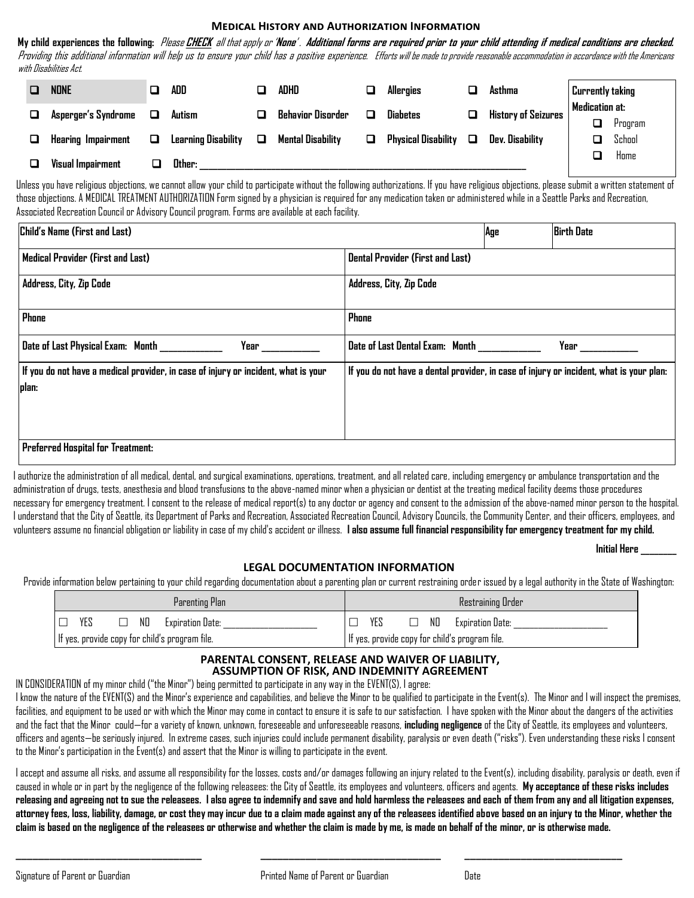## MEDICAL HISTORY AND AUTHORIZATION INFORMATION

**My child experiences the following:** *Please* ***CHECK*** *all that apply or* ***'None'***. ***Additional forms are required prior to your child attending if medical conditions are checked.*** *Providing this additional information will help us to ensure your child has a positive experience. Efforts will be made to provide reasonable accommodation in accordance with the Americans with Disabilities Act.*

| | | | | | |
|---|---|---|---|---|---|
| ☐ **NONE** | ☐ **ADD** | ☐ **ADHD** | ☐ **Allergies** | ☐ **Asthma** | **Currently taking Medication at:** |
| ☐ **Asperger's Syndrome** | ☐ **Autism** | ☐ **Behavior Disorder** | ☐ **Diabetes** | ☐ **History of Seizures** | ☐ Program |
| ☐ **Hearing Impairment** | ☐ **Learning Disability** | ☐ **Mental Disability** | ☐ **Physical Disability** | ☐ **Dev. Disability** | ☐ School |
| ☐ **Visual Impairment** | ☐ **Other:** ____________________ | | | | ☐ Home |

Unless you have religious objections, we cannot allow your child to participate without the following authorizations. If you have religious objections, please submit a written statement of those objections. A MEDICAL TREATMENT AUTHORIZATION Form signed by a physician is required for any medication taken or administered while in a Seattle Parks and Recreation, Associated Recreation Council or Advisory Council program. Forms are available at each facility.

| | | | |
|---|---|---|---|
| **Child's Name (First and Last)** | | **Age** | **Birth Date** |
| **Medical Provider (First and Last)** | **Dental Provider (First and Last)** | | |
| **Address, City, Zip Code** | **Address, City, Zip Code** | | |
| **Phone** | **Phone** | | |
| **Date of Last Physical Exam: Month ____________ Year ___________** | **Date of Last Dental Exam: Month ____________ Year ___________** | | |
| **If you do not have a medical provider, in case of injury or incident, what is your plan:** | **If you do not have a dental provider, in case of injury or incident, what is your plan:** | | |
| **Preferred Hospital for Treatment:** | | | |

I authorize the administration of all medical, dental, and surgical examinations, operations, treatment, and all related care, including emergency or ambulance transportation and the administration of drugs, tests, anesthesia and blood transfusions to the above-named minor when a physician or dentist at the treating medical facility deems those procedures necessary for emergency treatment. I consent to the release of medical report(s) to any doctor or agency and consent to the admission of the above-named minor person to the hospital. I understand that the City of Seattle, its Department of Parks and Recreation, Associated Recreation Council, Advisory Councils, the Community Center, and their officers, employees, and volunteers assume no financial obligation or liability in case of my child's accident or illness. **I also assume full financial responsibility for emergency treatment for my child.**

**Initial Here _______**

## LEGAL DOCUMENTATION INFORMATION

Provide information below pertaining to your child regarding documentation about a parenting plan or current restraining order issued by a legal authority in the State of Washington:

| Parenting Plan | Restraining Order |
|---|---|
| ☐ YES ☐ NO Expiration Date: ____________________ | ☐ YES ☐ NO Expiration Date: ____________________ |
| If yes, provide copy for child's program file. | If yes, provide copy for child's program file. |

## PARENTAL CONSENT, RELEASE AND WAIVER OF LIABILITY, ASSUMPTION OF RISK, AND INDEMNITY AGREEMENT

IN CONSIDERATION of my minor child ("the Minor") being permitted to participate in any way in the EVENT(S), I agree:

I know the nature of the EVENT(S) and the Minor's experience and capabilities, and believe the Minor to be qualified to participate in the Event(s). The Minor and I will inspect the premises, facilities, and equipment to be used or with which the Minor may come in contact to ensure it is safe to our satisfaction. I have spoken with the Minor about the dangers of the activities and the fact that the Minor could—for a variety of known, unknown, foreseeable and unforeseeable reasons, **including negligence** of the City of Seattle, its employees and volunteers, officers and agents—be seriously injured. In extreme cases, such injuries could include permanent disability, paralysis or even death ("risks"). Even understanding these risks I consent to the Minor's participation in the Event(s) and assert that the Minor is willing to participate in the event.

I accept and assume all risks, and assume all responsibility for the losses, costs and/or damages following an injury related to the Event(s), including disability, paralysis or death, even if caused in whole or in part by the negligence of the following releasees: the City of Seattle, its employees and volunteers, officers and agents. **My acceptance of these risks includes releasing and agreeing not to sue the releasees. I also agree to indemnify and save and hold harmless the releasees and each of them from any and all litigation expenses, attorney fees, loss, liability, damage, or cost they may incur due to a claim made against any of the releasees identified above based on an injury to the Minor, whether the claim is based on the negligence of the releasees or otherwise and whether the claim is made by me, is made on behalf of the minor, or is otherwise made.**

______________________________ ______________________________ ______________________________

Signature of Parent or Guardian Printed Name of Parent or Guardian Date